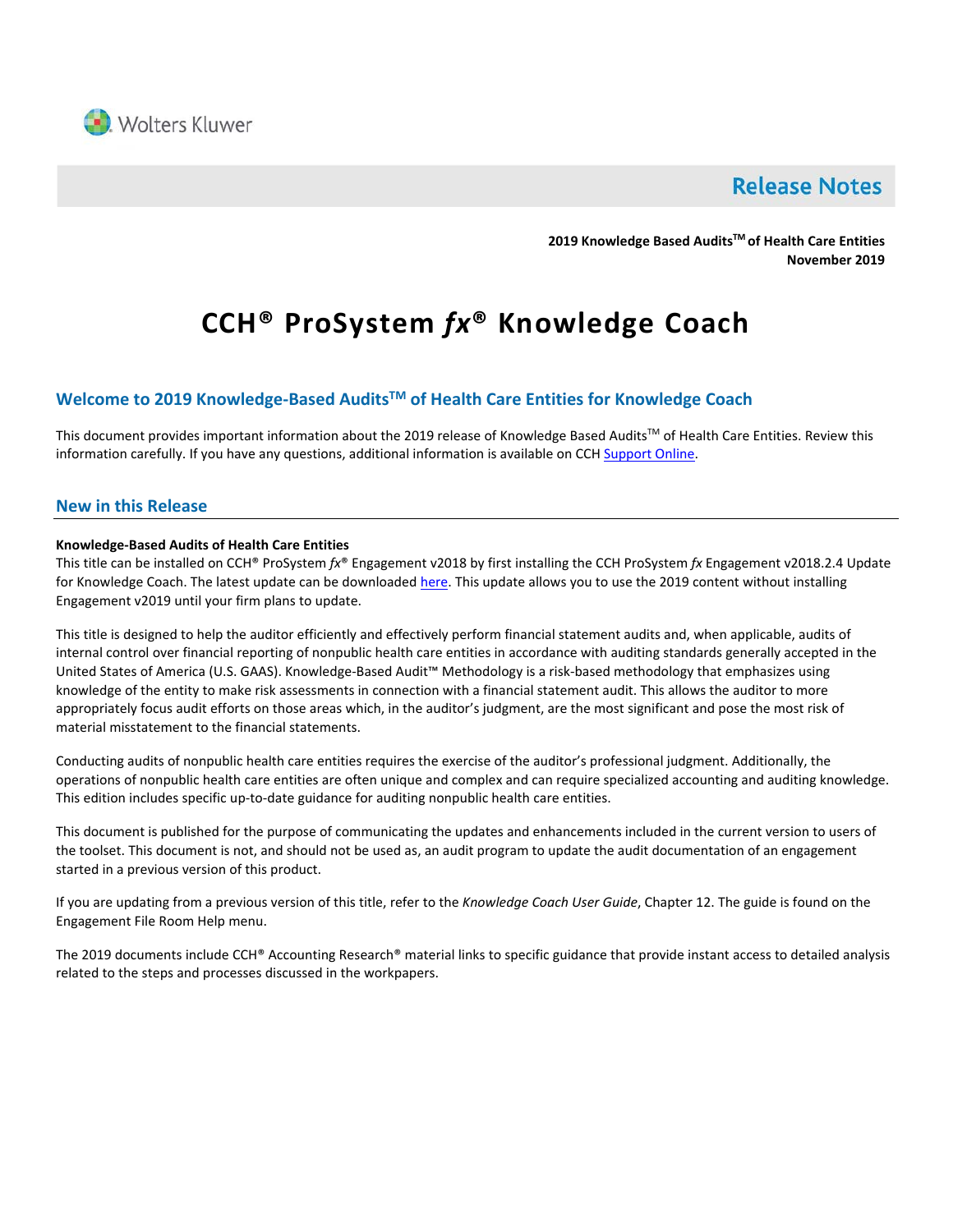Wolters Kluwer

# Release Notes

**2019 Knowledge Based Audits™ of Health Care Entities**
**November 2019**

# CCH® ProSystem *fx*® Knowledge Coach

## Welcome to 2019 Knowledge-Based Audits™ of Health Care Entities for Knowledge Coach

This document provides important information about the 2019 release of Knowledge Based Audits™ of Health Care Entities. Review this information carefully. If you have any questions, additional information is available on CCH Support Online.

## New in this Release

**Knowledge-Based Audits of Health Care Entities**

This title can be installed on CCH® ProSystem *fx*® Engagement v2018 by first installing the CCH ProSystem *fx* Engagement v2018.2.4 Update for Knowledge Coach. The latest update can be downloaded here. This update allows you to use the 2019 content without installing Engagement v2019 until your firm plans to update.

This title is designed to help the auditor efficiently and effectively perform financial statement audits and, when applicable, audits of internal control over financial reporting of nonpublic health care entities in accordance with auditing standards generally accepted in the United States of America (U.S. GAAS). Knowledge-Based Audit™ Methodology is a risk-based methodology that emphasizes using knowledge of the entity to make risk assessments in connection with a financial statement audit. This allows the auditor to more appropriately focus audit efforts on those areas which, in the auditor's judgment, are the most significant and pose the most risk of material misstatement to the financial statements.

Conducting audits of nonpublic health care entities requires the exercise of the auditor's professional judgment. Additionally, the operations of nonpublic health care entities are often unique and complex and can require specialized accounting and auditing knowledge. This edition includes specific up-to-date guidance for auditing nonpublic health care entities.

This document is published for the purpose of communicating the updates and enhancements included in the current version to users of the toolset. This document is not, and should not be used as, an audit program to update the audit documentation of an engagement started in a previous version of this product.

If you are updating from a previous version of this title, refer to the *Knowledge Coach User Guide*, Chapter 12. The guide is found on the Engagement File Room Help menu.

The 2019 documents include CCH® Accounting Research® material links to specific guidance that provide instant access to detailed analysis related to the steps and processes discussed in the workpapers.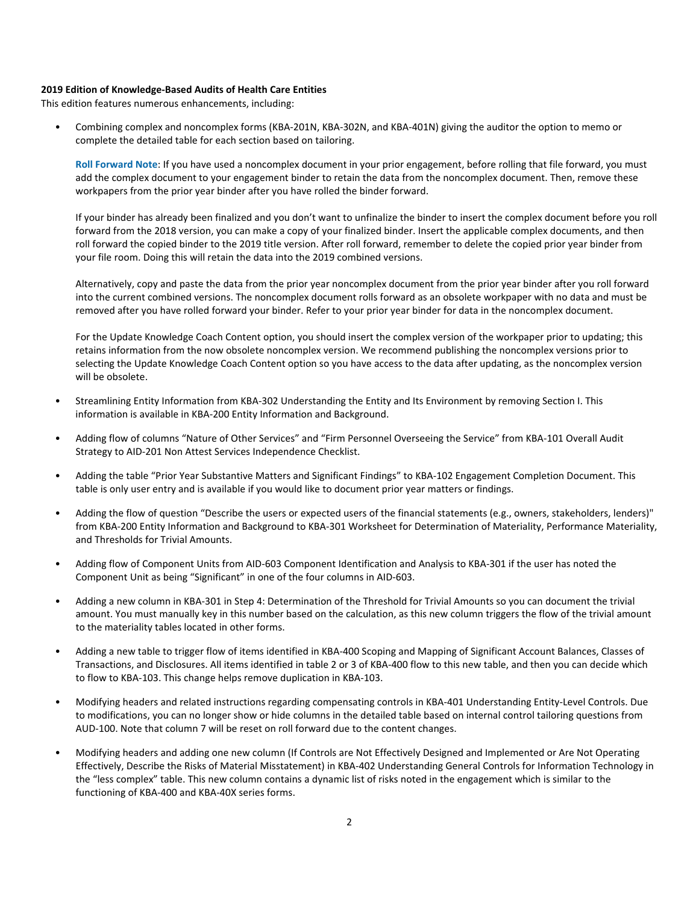**2019 Edition of Knowledge-Based Audits of Health Care Entities**

This edition features numerous enhancements, including:

- Combining complex and noncomplex forms (KBA-201N, KBA-302N, and KBA-401N) giving the auditor the option to memo or complete the detailed table for each section based on tailoring.

  **Roll Forward Note**: If you have used a noncomplex document in your prior engagement, before rolling that file forward, you must add the complex document to your engagement binder to retain the data from the noncomplex document. Then, remove these workpapers from the prior year binder after you have rolled the binder forward.

  If your binder has already been finalized and you don't want to unfinalize the binder to insert the complex document before you roll forward from the 2018 version, you can make a copy of your finalized binder. Insert the applicable complex documents, and then roll forward the copied binder to the 2019 title version. After roll forward, remember to delete the copied prior year binder from your file room. Doing this will retain the data into the 2019 combined versions.

  Alternatively, copy and paste the data from the prior year noncomplex document from the prior year binder after you roll forward into the current combined versions. The noncomplex document rolls forward as an obsolete workpaper with no data and must be removed after you have rolled forward your binder. Refer to your prior year binder for data in the noncomplex document.

  For the Update Knowledge Coach Content option, you should insert the complex version of the workpaper prior to updating; this retains information from the now obsolete noncomplex version. We recommend publishing the noncomplex versions prior to selecting the Update Knowledge Coach Content option so you have access to the data after updating, as the noncomplex version will be obsolete.

- Streamlining Entity Information from KBA-302 Understanding the Entity and Its Environment by removing Section I. This information is available in KBA-200 Entity Information and Background.
- Adding flow of columns "Nature of Other Services" and "Firm Personnel Overseeing the Service" from KBA-101 Overall Audit Strategy to AID-201 Non Attest Services Independence Checklist.
- Adding the table "Prior Year Substantive Matters and Significant Findings" to KBA-102 Engagement Completion Document. This table is only user entry and is available if you would like to document prior year matters or findings.
- Adding the flow of question "Describe the users or expected users of the financial statements (e.g., owners, stakeholders, lenders)" from KBA-200 Entity Information and Background to KBA-301 Worksheet for Determination of Materiality, Performance Materiality, and Thresholds for Trivial Amounts.
- Adding flow of Component Units from AID-603 Component Identification and Analysis to KBA-301 if the user has noted the Component Unit as being "Significant" in one of the four columns in AID-603.
- Adding a new column in KBA-301 in Step 4: Determination of the Threshold for Trivial Amounts so you can document the trivial amount. You must manually key in this number based on the calculation, as this new column triggers the flow of the trivial amount to the materiality tables located in other forms.
- Adding a new table to trigger flow of items identified in KBA-400 Scoping and Mapping of Significant Account Balances, Classes of Transactions, and Disclosures. All items identified in table 2 or 3 of KBA-400 flow to this new table, and then you can decide which to flow to KBA-103. This change helps remove duplication in KBA-103.
- Modifying headers and related instructions regarding compensating controls in KBA-401 Understanding Entity-Level Controls. Due to modifications, you can no longer show or hide columns in the detailed table based on internal control tailoring questions from AUD-100. Note that column 7 will be reset on roll forward due to the content changes.
- Modifying headers and adding one new column (If Controls are Not Effectively Designed and Implemented or Are Not Operating Effectively, Describe the Risks of Material Misstatement) in KBA-402 Understanding General Controls for Information Technology in the "less complex" table. This new column contains a dynamic list of risks noted in the engagement which is similar to the functioning of KBA-400 and KBA-40X series forms.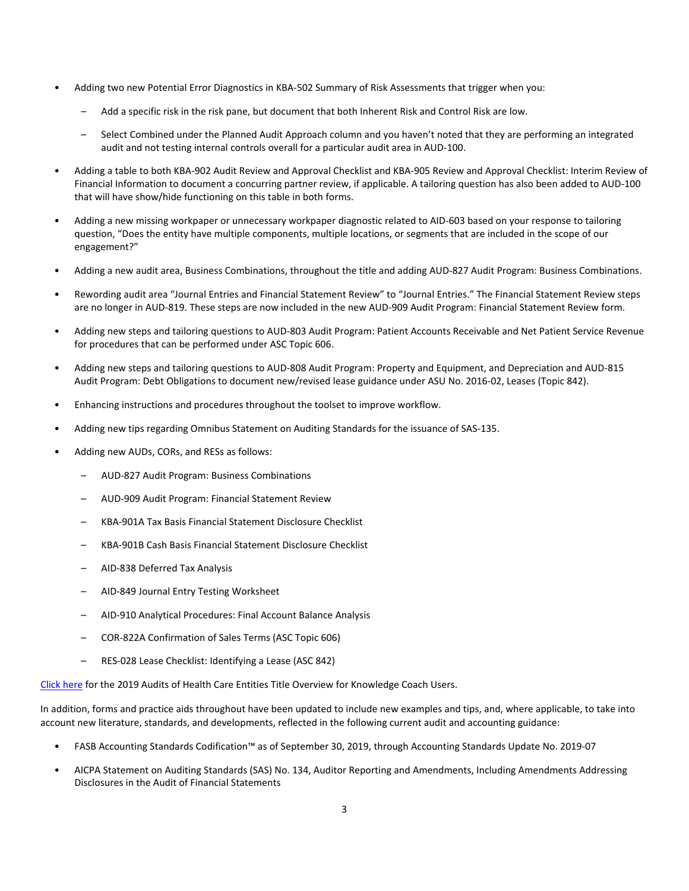- Adding two new Potential Error Diagnostics in KBA-502 Summary of Risk Assessments that trigger when you:
  - Add a specific risk in the risk pane, but document that both Inherent Risk and Control Risk are low.
  - Select Combined under the Planned Audit Approach column and you haven't noted that they are performing an integrated audit and not testing internal controls overall for a particular audit area in AUD-100.
- Adding a table to both KBA-902 Audit Review and Approval Checklist and KBA-905 Review and Approval Checklist: Interim Review of Financial Information to document a concurring partner review, if applicable. A tailoring question has also been added to AUD-100 that will have show/hide functioning on this table in both forms.
- Adding a new missing workpaper or unnecessary workpaper diagnostic related to AID-603 based on your response to tailoring question, "Does the entity have multiple components, multiple locations, or segments that are included in the scope of our engagement?"
- Adding a new audit area, Business Combinations, throughout the title and adding AUD-827 Audit Program: Business Combinations.
- Rewording audit area "Journal Entries and Financial Statement Review" to "Journal Entries." The Financial Statement Review steps are no longer in AUD-819. These steps are now included in the new AUD-909 Audit Program: Financial Statement Review form.
- Adding new steps and tailoring questions to AUD-803 Audit Program: Patient Accounts Receivable and Net Patient Service Revenue for procedures that can be performed under ASC Topic 606.
- Adding new steps and tailoring questions to AUD-808 Audit Program: Property and Equipment, and Depreciation and AUD-815 Audit Program: Debt Obligations to document new/revised lease guidance under ASU No. 2016-02, Leases (Topic 842).
- Enhancing instructions and procedures throughout the toolset to improve workflow.
- Adding new tips regarding Omnibus Statement on Auditing Standards for the issuance of SAS-135.
- Adding new AUDs, CORs, and RESs as follows:
  - AUD-827 Audit Program: Business Combinations
  - AUD-909 Audit Program: Financial Statement Review
  - KBA-901A Tax Basis Financial Statement Disclosure Checklist
  - KBA-901B Cash Basis Financial Statement Disclosure Checklist
  - AID-838 Deferred Tax Analysis
  - AID-849 Journal Entry Testing Worksheet
  - AID-910 Analytical Procedures: Final Account Balance Analysis
  - COR-822A Confirmation of Sales Terms (ASC Topic 606)
  - RES-028 Lease Checklist: Identifying a Lease (ASC 842)

Click here for the 2019 Audits of Health Care Entities Title Overview for Knowledge Coach Users.

In addition, forms and practice aids throughout have been updated to include new examples and tips, and, where applicable, to take into account new literature, standards, and developments, reflected in the following current audit and accounting guidance:

- FASB Accounting Standards Codification™ as of September 30, 2019, through Accounting Standards Update No. 2019-07
- AICPA Statement on Auditing Standards (SAS) No. 134, Auditor Reporting and Amendments, Including Amendments Addressing Disclosures in the Audit of Financial Statements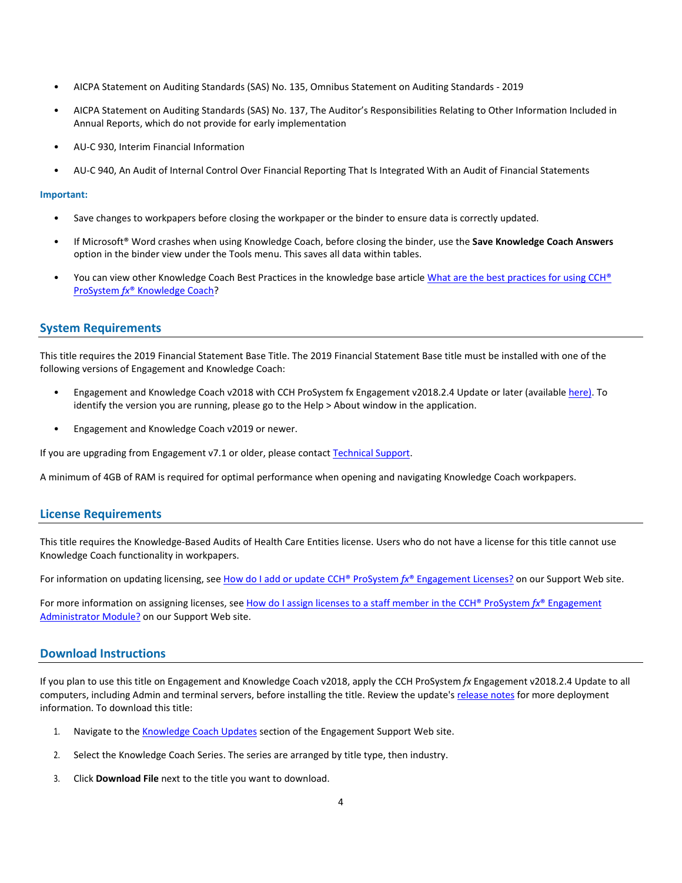- AICPA Statement on Auditing Standards (SAS) No. 135, Omnibus Statement on Auditing Standards - 2019
- AICPA Statement on Auditing Standards (SAS) No. 137, The Auditor's Responsibilities Relating to Other Information Included in Annual Reports, which do not provide for early implementation
- AU-C 930, Interim Financial Information
- AU-C 940, An Audit of Internal Control Over Financial Reporting That Is Integrated With an Audit of Financial Statements

**Important:**

- Save changes to workpapers before closing the workpaper or the binder to ensure data is correctly updated.
- If Microsoft® Word crashes when using Knowledge Coach, before closing the binder, use the **Save Knowledge Coach Answers** option in the binder view under the Tools menu. This saves all data within tables.
- You can view other Knowledge Coach Best Practices in the knowledge base article [What are the best practices for using CCH® ProSystem *fx*® Knowledge Coach]?

## System Requirements

This title requires the 2019 Financial Statement Base Title. The 2019 Financial Statement Base title must be installed with one of the following versions of Engagement and Knowledge Coach:

- Engagement and Knowledge Coach v2018 with CCH ProSystem fx Engagement v2018.2.4 Update or later (available [here)]. To identify the version you are running, please go to the Help > About window in the application.
- Engagement and Knowledge Coach v2019 or newer.

If you are upgrading from Engagement v7.1 or older, please contact [Technical Support].

A minimum of 4GB of RAM is required for optimal performance when opening and navigating Knowledge Coach workpapers.

## License Requirements

This title requires the Knowledge-Based Audits of Health Care Entities license. Users who do not have a license for this title cannot use Knowledge Coach functionality in workpapers.

For information on updating licensing, see [How do I add or update CCH® ProSystem *fx*® Engagement Licenses?] on our Support Web site.

For more information on assigning licenses, see [How do I assign licenses to a staff member in the CCH® ProSystem *fx*® Engagement Administrator Module?] on our Support Web site.

## Download Instructions

If you plan to use this title on Engagement and Knowledge Coach v2018, apply the CCH ProSystem *fx* Engagement v2018.2.4 Update to all computers, including Admin and terminal servers, before installing the title. Review the update's [release notes] for more deployment information. To download this title:

1. Navigate to the [Knowledge Coach Updates] section of the Engagement Support Web site.
2. Select the Knowledge Coach Series. The series are arranged by title type, then industry.
3. Click **Download File** next to the title you want to download.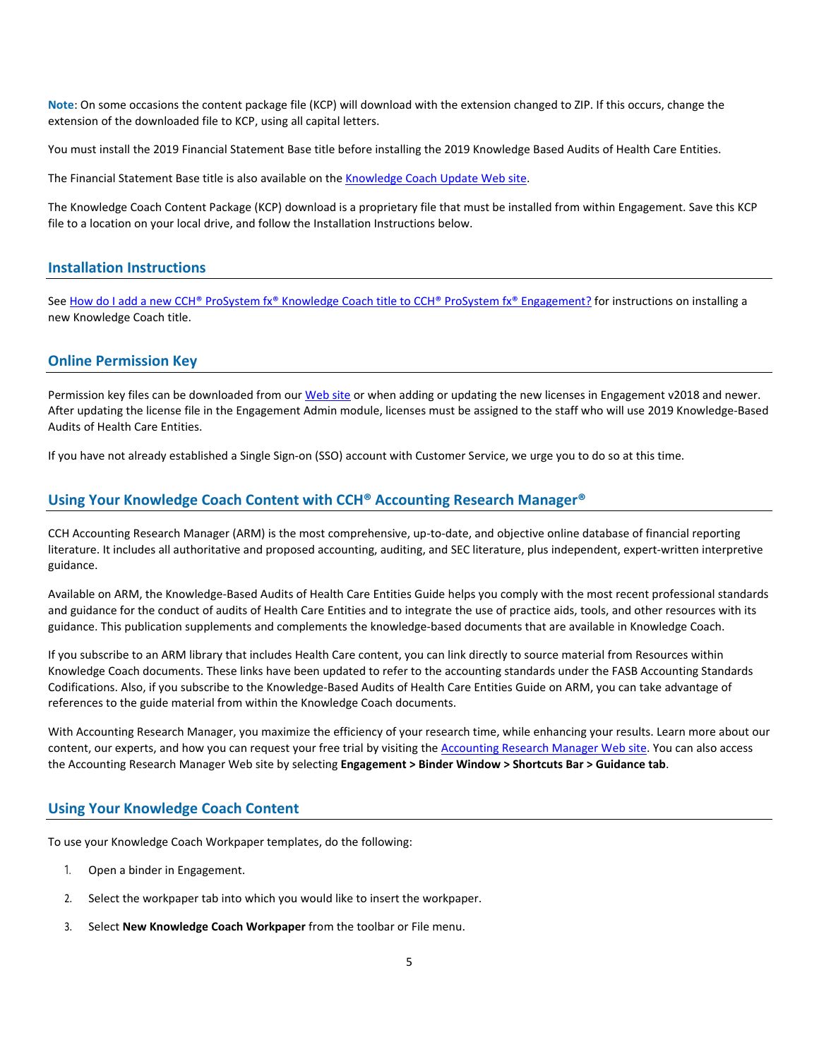**Note**: On some occasions the content package file (KCP) will download with the extension changed to ZIP. If this occurs, change the extension of the downloaded file to KCP, using all capital letters.

You must install the 2019 Financial Statement Base title before installing the 2019 Knowledge Based Audits of Health Care Entities.

The Financial Statement Base title is also available on the Knowledge Coach Update Web site.

The Knowledge Coach Content Package (KCP) download is a proprietary file that must be installed from within Engagement. Save this KCP file to a location on your local drive, and follow the Installation Instructions below.

## Installation Instructions

See How do I add a new CCH® ProSystem fx® Knowledge Coach title to CCH® ProSystem fx® Engagement? for instructions on installing a new Knowledge Coach title.

## Online Permission Key

Permission key files can be downloaded from our Web site or when adding or updating the new licenses in Engagement v2018 and newer. After updating the license file in the Engagement Admin module, licenses must be assigned to the staff who will use 2019 Knowledge-Based Audits of Health Care Entities.

If you have not already established a Single Sign-on (SSO) account with Customer Service, we urge you to do so at this time.

## Using Your Knowledge Coach Content with CCH® Accounting Research Manager®

CCH Accounting Research Manager (ARM) is the most comprehensive, up-to-date, and objective online database of financial reporting literature. It includes all authoritative and proposed accounting, auditing, and SEC literature, plus independent, expert-written interpretive guidance.

Available on ARM, the Knowledge-Based Audits of Health Care Entities Guide helps you comply with the most recent professional standards and guidance for the conduct of audits of Health Care Entities and to integrate the use of practice aids, tools, and other resources with its guidance. This publication supplements and complements the knowledge-based documents that are available in Knowledge Coach.

If you subscribe to an ARM library that includes Health Care content, you can link directly to source material from Resources within Knowledge Coach documents. These links have been updated to refer to the accounting standards under the FASB Accounting Standards Codifications. Also, if you subscribe to the Knowledge-Based Audits of Health Care Entities Guide on ARM, you can take advantage of references to the guide material from within the Knowledge Coach documents.

With Accounting Research Manager, you maximize the efficiency of your research time, while enhancing your results. Learn more about our content, our experts, and how you can request your free trial by visiting the Accounting Research Manager Web site. You can also access the Accounting Research Manager Web site by selecting **Engagement > Binder Window > Shortcuts Bar > Guidance tab**.

## Using Your Knowledge Coach Content

To use your Knowledge Coach Workpaper templates, do the following:

1. Open a binder in Engagement.
2. Select the workpaper tab into which you would like to insert the workpaper.
3. Select **New Knowledge Coach Workpaper** from the toolbar or File menu.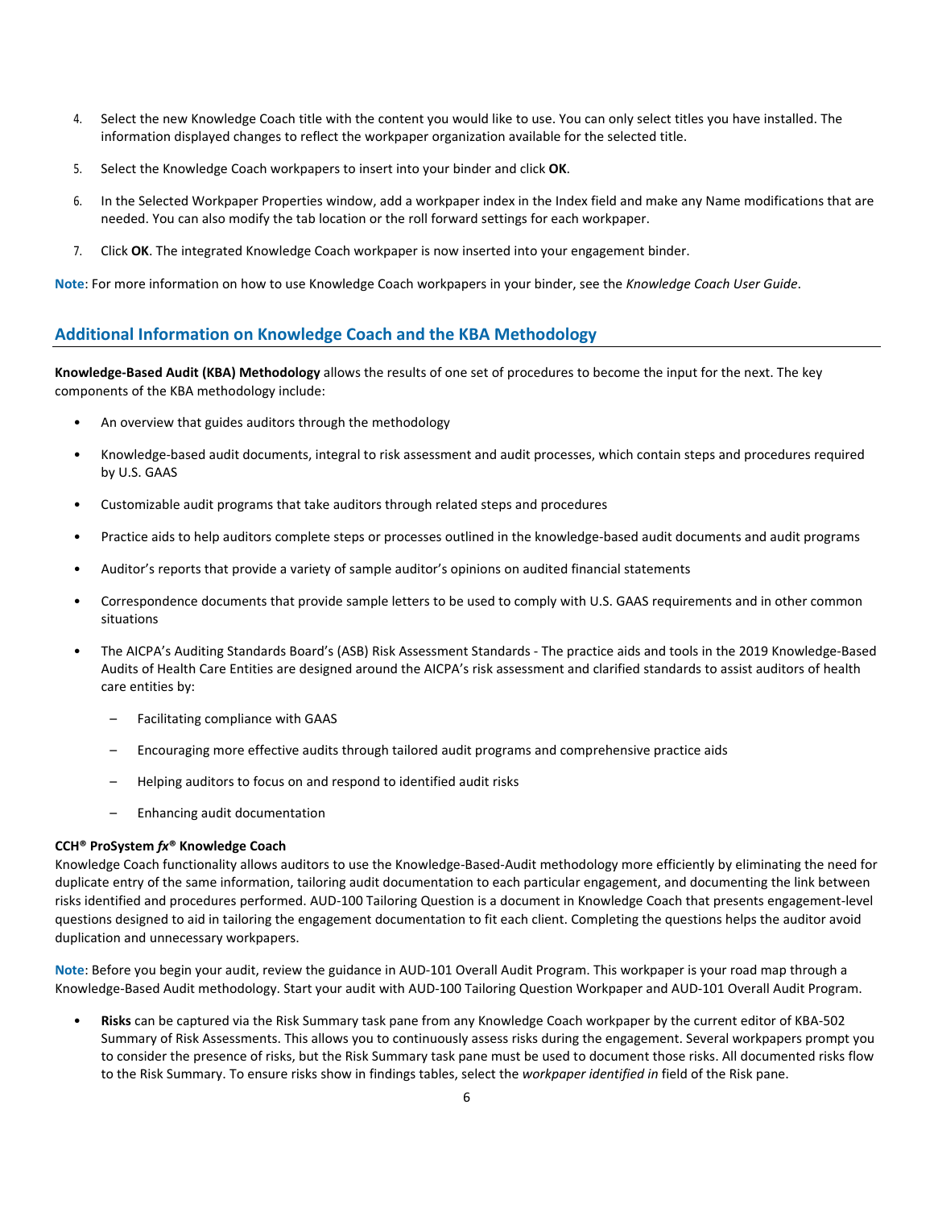4. Select the new Knowledge Coach title with the content you would like to use. You can only select titles you have installed. The information displayed changes to reflect the workpaper organization available for the selected title.
5. Select the Knowledge Coach workpapers to insert into your binder and click **OK**.
6. In the Selected Workpaper Properties window, add a workpaper index in the Index field and make any Name modifications that are needed. You can also modify the tab location or the roll forward settings for each workpaper.
7. Click **OK**. The integrated Knowledge Coach workpaper is now inserted into your engagement binder.

**Note**: For more information on how to use Knowledge Coach workpapers in your binder, see the *Knowledge Coach User Guide*.

## Additional Information on Knowledge Coach and the KBA Methodology

**Knowledge-Based Audit (KBA) Methodology** allows the results of one set of procedures to become the input for the next. The key components of the KBA methodology include:

- An overview that guides auditors through the methodology
- Knowledge-based audit documents, integral to risk assessment and audit processes, which contain steps and procedures required by U.S. GAAS
- Customizable audit programs that take auditors through related steps and procedures
- Practice aids to help auditors complete steps or processes outlined in the knowledge-based audit documents and audit programs
- Auditor's reports that provide a variety of sample auditor's opinions on audited financial statements
- Correspondence documents that provide sample letters to be used to comply with U.S. GAAS requirements and in other common situations
- The AICPA's Auditing Standards Board's (ASB) Risk Assessment Standards - The practice aids and tools in the 2019 Knowledge-Based Audits of Health Care Entities are designed around the AICPA's risk assessment and clarified standards to assist auditors of health care entities by:
  - Facilitating compliance with GAAS
  - Encouraging more effective audits through tailored audit programs and comprehensive practice aids
  - Helping auditors to focus on and respond to identified audit risks
  - Enhancing audit documentation

**CCH® ProSystem *fx*® Knowledge Coach**

Knowledge Coach functionality allows auditors to use the Knowledge-Based-Audit methodology more efficiently by eliminating the need for duplicate entry of the same information, tailoring audit documentation to each particular engagement, and documenting the link between risks identified and procedures performed. AUD-100 Tailoring Question is a document in Knowledge Coach that presents engagement-level questions designed to aid in tailoring the engagement documentation to fit each client. Completing the questions helps the auditor avoid duplication and unnecessary workpapers.

**Note**: Before you begin your audit, review the guidance in AUD-101 Overall Audit Program. This workpaper is your road map through a Knowledge-Based Audit methodology. Start your audit with AUD-100 Tailoring Question Workpaper and AUD-101 Overall Audit Program.

- **Risks** can be captured via the Risk Summary task pane from any Knowledge Coach workpaper by the current editor of KBA-502 Summary of Risk Assessments. This allows you to continuously assess risks during the engagement. Several workpapers prompt you to consider the presence of risks, but the Risk Summary task pane must be used to document those risks. All documented risks flow to the Risk Summary. To ensure risks show in findings tables, select the *workpaper identified in* field of the Risk pane.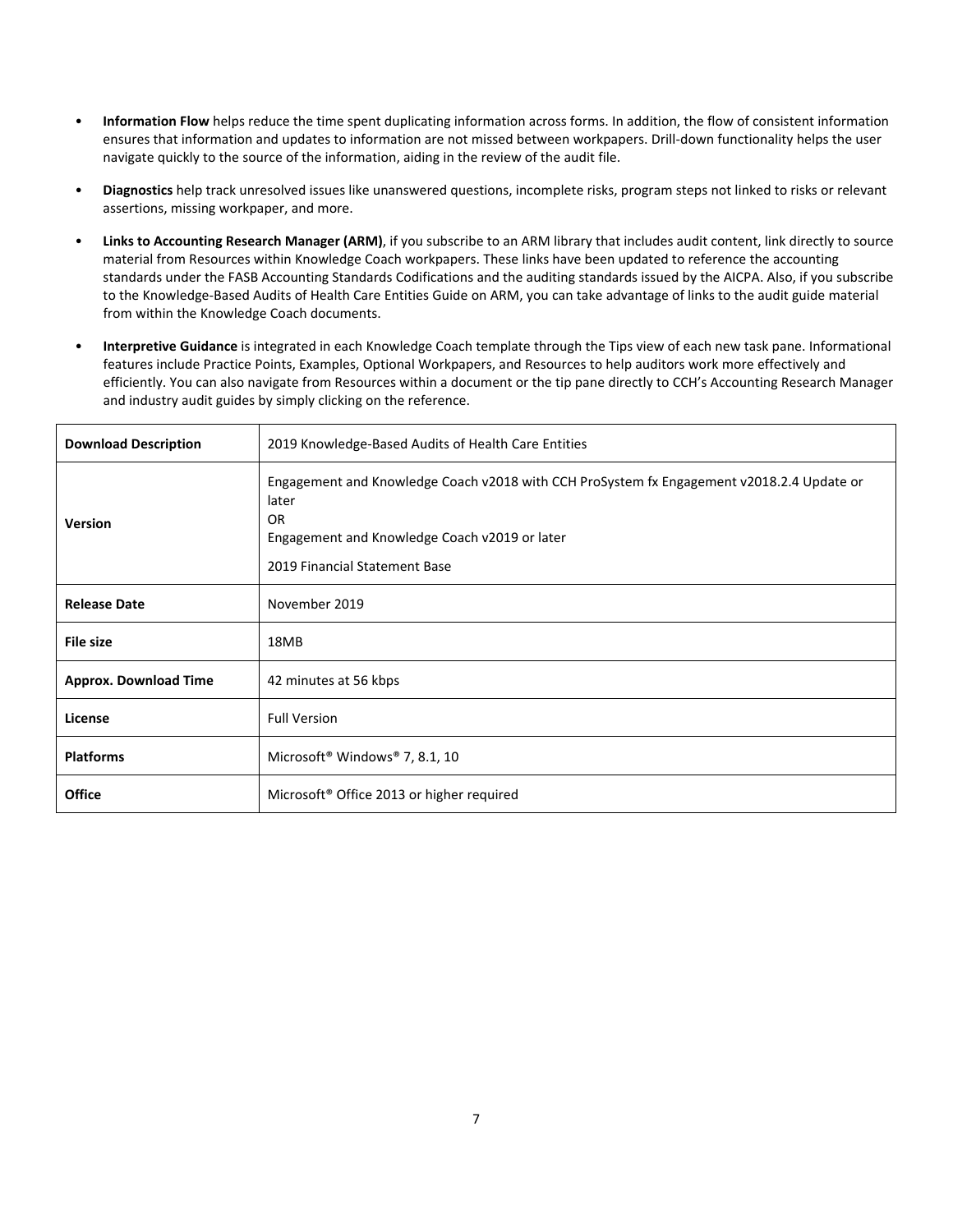- **Information Flow** helps reduce the time spent duplicating information across forms. In addition, the flow of consistent information ensures that information and updates to information are not missed between workpapers. Drill-down functionality helps the user navigate quickly to the source of the information, aiding in the review of the audit file.

- **Diagnostics** help track unresolved issues like unanswered questions, incomplete risks, program steps not linked to risks or relevant assertions, missing workpaper, and more.

- **Links to Accounting Research Manager (ARM)**, if you subscribe to an ARM library that includes audit content, link directly to source material from Resources within Knowledge Coach workpapers. These links have been updated to reference the accounting standards under the FASB Accounting Standards Codifications and the auditing standards issued by the AICPA. Also, if you subscribe to the Knowledge-Based Audits of Health Care Entities Guide on ARM, you can take advantage of links to the audit guide material from within the Knowledge Coach documents.

- **Interpretive Guidance** is integrated in each Knowledge Coach template through the Tips view of each new task pane. Informational features include Practice Points, Examples, Optional Workpapers, and Resources to help auditors work more effectively and efficiently. You can also navigate from Resources within a document or the tip pane directly to CCH's Accounting Research Manager and industry audit guides by simply clicking on the reference.

| | |
|---|---|
| **Download Description** | 2019 Knowledge-Based Audits of Health Care Entities |
| **Version** | Engagement and Knowledge Coach v2018 with CCH ProSystem fx Engagement v2018.2.4 Update or later<br>OR<br>Engagement and Knowledge Coach v2019 or later<br>2019 Financial Statement Base |
| **Release Date** | November 2019 |
| **File size** | 18MB |
| **Approx. Download Time** | 42 minutes at 56 kbps |
| **License** | Full Version |
| **Platforms** | Microsoft® Windows® 7, 8.1, 10 |
| **Office** | Microsoft® Office 2013 or higher required |